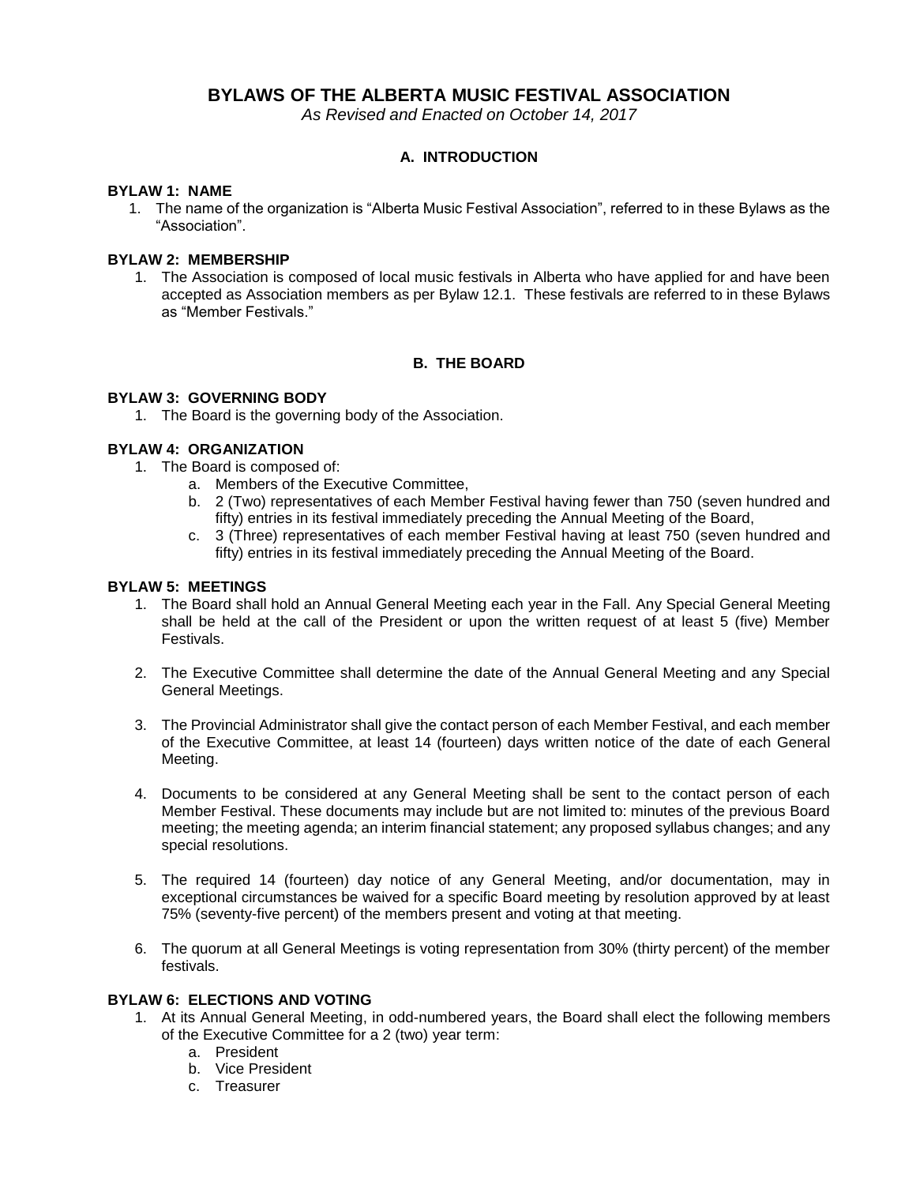# BYLAWS OF THE ALBERTA MUSIC FESTIVAL ASSOCIATION

*As Revised and Enacted on October 14, 2017*

## A. INTRODUCTION

### BYLAW 1: NAME

1. The name of the organization is "Alberta Music Festival Association", referred to in these Bylaws as the "Association".

### BYLAW 2: MEMBERSHIP

1. The Association is composed of local music festivals in Alberta who have applied for and have been accepted as Association members as per Bylaw 12.1. These festivals are referred to in these Bylaws as "Member Festivals."

## B. THE BOARD

### BYLAW 3: GOVERNING BODY

1. The Board is the governing body of the Association.

### BYLAW 4: ORGANIZATION

1. The Board is composed of:
   a. Members of the Executive Committee,
   b. 2 (Two) representatives of each Member Festival having fewer than 750 (seven hundred and fifty) entries in its festival immediately preceding the Annual Meeting of the Board,
   c. 3 (Three) representatives of each member Festival having at least 750 (seven hundred and fifty) entries in its festival immediately preceding the Annual Meeting of the Board.

### BYLAW 5: MEETINGS

1. The Board shall hold an Annual General Meeting each year in the Fall. Any Special General Meeting shall be held at the call of the President or upon the written request of at least 5 (five) Member Festivals.

2. The Executive Committee shall determine the date of the Annual General Meeting and any Special General Meetings.

3. The Provincial Administrator shall give the contact person of each Member Festival, and each member of the Executive Committee, at least 14 (fourteen) days written notice of the date of each General Meeting.

4. Documents to be considered at any General Meeting shall be sent to the contact person of each Member Festival. These documents may include but are not limited to: minutes of the previous Board meeting; the meeting agenda; an interim financial statement; any proposed syllabus changes; and any special resolutions.

5. The required 14 (fourteen) day notice of any General Meeting, and/or documentation, may in exceptional circumstances be waived for a specific Board meeting by resolution approved by at least 75% (seventy-five percent) of the members present and voting at that meeting.

6. The quorum at all General Meetings is voting representation from 30% (thirty percent) of the member festivals.

### BYLAW 6: ELECTIONS AND VOTING

1. At its Annual General Meeting, in odd-numbered years, the Board shall elect the following members of the Executive Committee for a 2 (two) year term:
   a. President
   b. Vice President
   c. Treasurer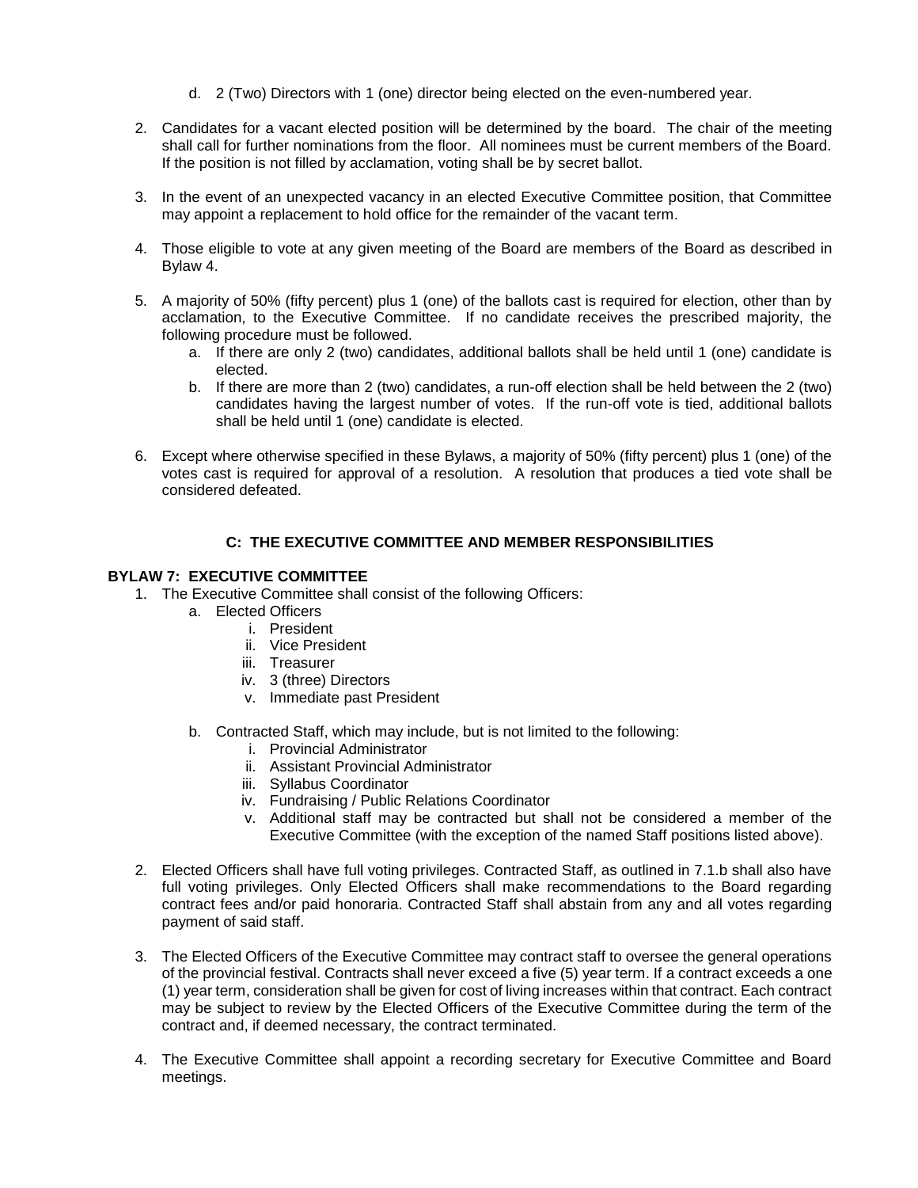d. 2 (Two) Directors with 1 (one) director being elected on the even-numbered year.

2. Candidates for a vacant elected position will be determined by the board. The chair of the meeting shall call for further nominations from the floor. All nominees must be current members of the Board. If the position is not filled by acclamation, voting shall be by secret ballot.

3. In the event of an unexpected vacancy in an elected Executive Committee position, that Committee may appoint a replacement to hold office for the remainder of the vacant term.

4. Those eligible to vote at any given meeting of the Board are members of the Board as described in Bylaw 4.

5. A majority of 50% (fifty percent) plus 1 (one) of the ballots cast is required for election, other than by acclamation, to the Executive Committee. If no candidate receives the prescribed majority, the following procedure must be followed.
   a. If there are only 2 (two) candidates, additional ballots shall be held until 1 (one) candidate is elected.
   b. If there are more than 2 (two) candidates, a run-off election shall be held between the 2 (two) candidates having the largest number of votes. If the run-off vote is tied, additional ballots shall be held until 1 (one) candidate is elected.

6. Except where otherwise specified in these Bylaws, a majority of 50% (fifty percent) plus 1 (one) of the votes cast is required for approval of a resolution. A resolution that produces a tied vote shall be considered defeated.

## C: THE EXECUTIVE COMMITTEE AND MEMBER RESPONSIBILITIES

### BYLAW 7: EXECUTIVE COMMITTEE

1. The Executive Committee shall consist of the following Officers:
   a. Elected Officers
      i. President
      ii. Vice President
      iii. Treasurer
      iv. 3 (three) Directors
      v. Immediate past President

   b. Contracted Staff, which may include, but is not limited to the following:
      i. Provincial Administrator
      ii. Assistant Provincial Administrator
      iii. Syllabus Coordinator
      iv. Fundraising / Public Relations Coordinator
      v. Additional staff may be contracted but shall not be considered a member of the Executive Committee (with the exception of the named Staff positions listed above).

2. Elected Officers shall have full voting privileges. Contracted Staff, as outlined in 7.1.b shall also have full voting privileges. Only Elected Officers shall make recommendations to the Board regarding contract fees and/or paid honoraria. Contracted Staff shall abstain from any and all votes regarding payment of said staff.

3. The Elected Officers of the Executive Committee may contract staff to oversee the general operations of the provincial festival. Contracts shall never exceed a five (5) year term. If a contract exceeds a one (1) year term, consideration shall be given for cost of living increases within that contract. Each contract may be subject to review by the Elected Officers of the Executive Committee during the term of the contract and, if deemed necessary, the contract terminated.

4. The Executive Committee shall appoint a recording secretary for Executive Committee and Board meetings.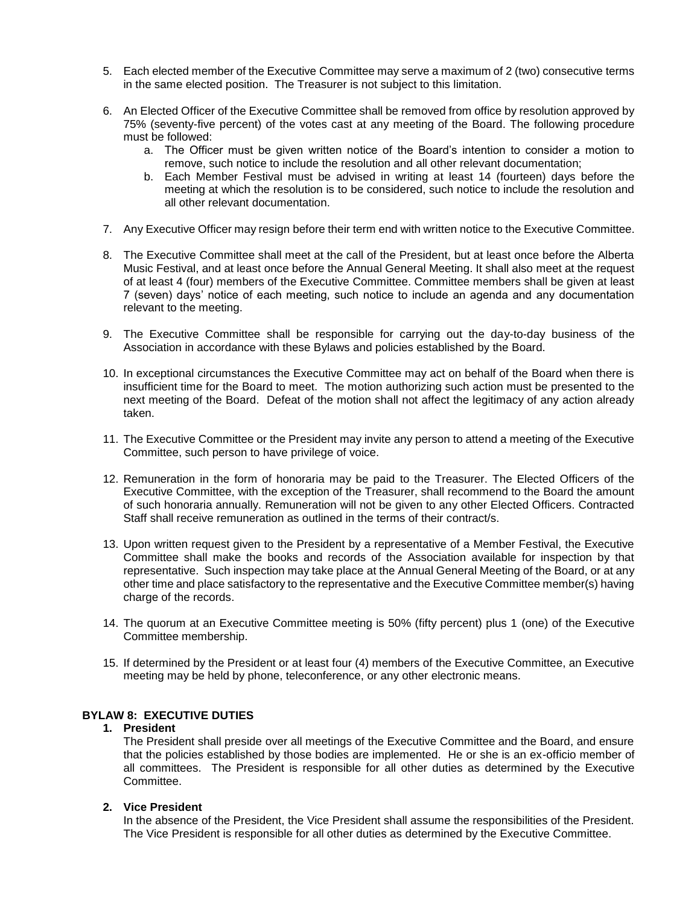5. Each elected member of the Executive Committee may serve a maximum of 2 (two) consecutive terms in the same elected position. The Treasurer is not subject to this limitation.

6. An Elected Officer of the Executive Committee shall be removed from office by resolution approved by 75% (seventy-five percent) of the votes cast at any meeting of the Board. The following procedure must be followed:
   a. The Officer must be given written notice of the Board's intention to consider a motion to remove, such notice to include the resolution and all other relevant documentation;
   b. Each Member Festival must be advised in writing at least 14 (fourteen) days before the meeting at which the resolution is to be considered, such notice to include the resolution and all other relevant documentation.

7. Any Executive Officer may resign before their term end with written notice to the Executive Committee.

8. The Executive Committee shall meet at the call of the President, but at least once before the Alberta Music Festival, and at least once before the Annual General Meeting. It shall also meet at the request of at least 4 (four) members of the Executive Committee. Committee members shall be given at least 7 (seven) days' notice of each meeting, such notice to include an agenda and any documentation relevant to the meeting.

9. The Executive Committee shall be responsible for carrying out the day-to-day business of the Association in accordance with these Bylaws and policies established by the Board.

10. In exceptional circumstances the Executive Committee may act on behalf of the Board when there is insufficient time for the Board to meet. The motion authorizing such action must be presented to the next meeting of the Board. Defeat of the motion shall not affect the legitimacy of any action already taken.

11. The Executive Committee or the President may invite any person to attend a meeting of the Executive Committee, such person to have privilege of voice.

12. Remuneration in the form of honoraria may be paid to the Treasurer. The Elected Officers of the Executive Committee, with the exception of the Treasurer, shall recommend to the Board the amount of such honoraria annually. Remuneration will not be given to any other Elected Officers. Contracted Staff shall receive remuneration as outlined in the terms of their contract/s.

13. Upon written request given to the President by a representative of a Member Festival, the Executive Committee shall make the books and records of the Association available for inspection by that representative. Such inspection may take place at the Annual General Meeting of the Board, or at any other time and place satisfactory to the representative and the Executive Committee member(s) having charge of the records.

14. The quorum at an Executive Committee meeting is 50% (fifty percent) plus 1 (one) of the Executive Committee membership.

15. If determined by the President or at least four (4) members of the Executive Committee, an Executive meeting may be held by phone, teleconference, or any other electronic means.

## BYLAW 8: EXECUTIVE DUTIES

1. **President**

   The President shall preside over all meetings of the Executive Committee and the Board, and ensure that the policies established by those bodies are implemented. He or she is an ex-officio member of all committees. The President is responsible for all other duties as determined by the Executive Committee.

2. **Vice President**

   In the absence of the President, the Vice President shall assume the responsibilities of the President. The Vice President is responsible for all other duties as determined by the Executive Committee.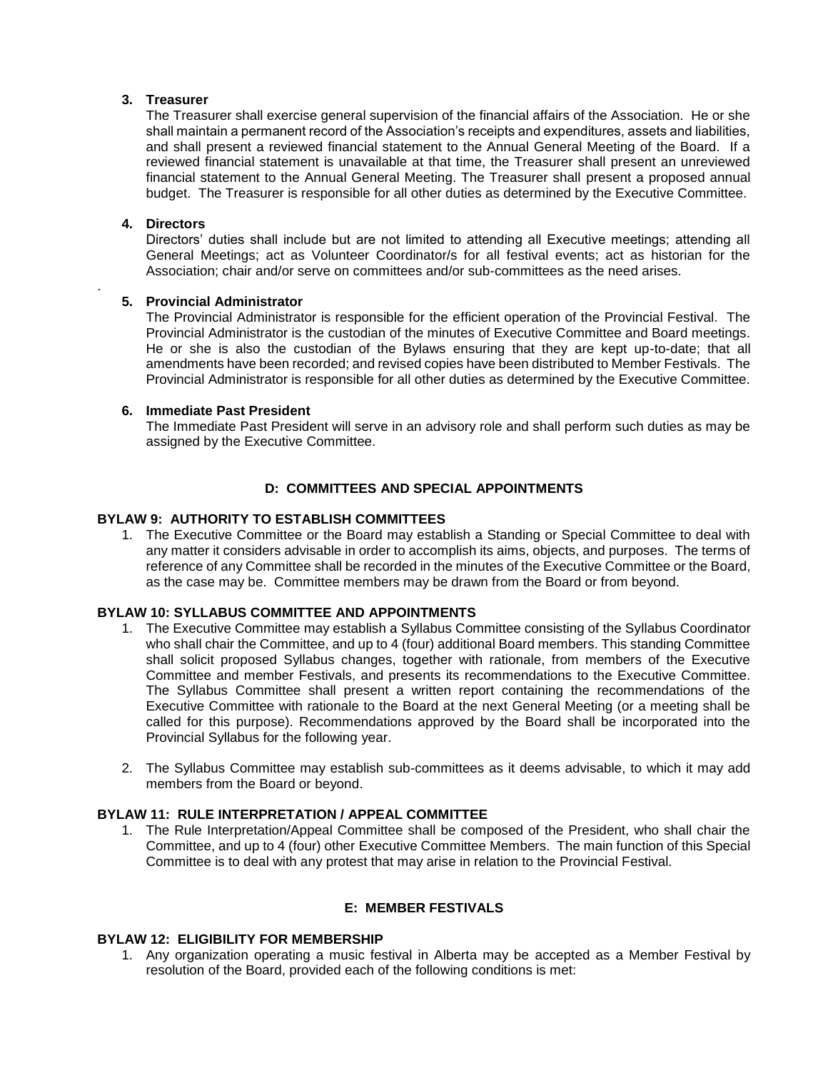**3. Treasurer**

The Treasurer shall exercise general supervision of the financial affairs of the Association. He or she shall maintain a permanent record of the Association's receipts and expenditures, assets and liabilities, and shall present a reviewed financial statement to the Annual General Meeting of the Board. If a reviewed financial statement is unavailable at that time, the Treasurer shall present an unreviewed financial statement to the Annual General Meeting. The Treasurer shall present a proposed annual budget. The Treasurer is responsible for all other duties as determined by the Executive Committee.

**4. Directors**

Directors' duties shall include but are not limited to attending all Executive meetings; attending all General Meetings; act as Volunteer Coordinator/s for all festival events; act as historian for the Association; chair and/or serve on committees and/or sub-committees as the need arises.

**5. Provincial Administrator**

The Provincial Administrator is responsible for the efficient operation of the Provincial Festival. The Provincial Administrator is the custodian of the minutes of Executive Committee and Board meetings. He or she is also the custodian of the Bylaws ensuring that they are kept up-to-date; that all amendments have been recorded; and revised copies have been distributed to Member Festivals. The Provincial Administrator is responsible for all other duties as determined by the Executive Committee.

**6. Immediate Past President**

The Immediate Past President will serve in an advisory role and shall perform such duties as may be assigned by the Executive Committee.

## D: COMMITTEES AND SPECIAL APPOINTMENTS

### BYLAW 9: AUTHORITY TO ESTABLISH COMMITTEES

1. The Executive Committee or the Board may establish a Standing or Special Committee to deal with any matter it considers advisable in order to accomplish its aims, objects, and purposes. The terms of reference of any Committee shall be recorded in the minutes of the Executive Committee or the Board, as the case may be. Committee members may be drawn from the Board or from beyond.

### BYLAW 10: SYLLABUS COMMITTEE AND APPOINTMENTS

1. The Executive Committee may establish a Syllabus Committee consisting of the Syllabus Coordinator who shall chair the Committee, and up to 4 (four) additional Board members. This standing Committee shall solicit proposed Syllabus changes, together with rationale, from members of the Executive Committee and member Festivals, and presents its recommendations to the Executive Committee. The Syllabus Committee shall present a written report containing the recommendations of the Executive Committee with rationale to the Board at the next General Meeting (or a meeting shall be called for this purpose). Recommendations approved by the Board shall be incorporated into the Provincial Syllabus for the following year.

2. The Syllabus Committee may establish sub-committees as it deems advisable, to which it may add members from the Board or beyond.

### BYLAW 11: RULE INTERPRETATION / APPEAL COMMITTEE

1. The Rule Interpretation/Appeal Committee shall be composed of the President, who shall chair the Committee, and up to 4 (four) other Executive Committee Members. The main function of this Special Committee is to deal with any protest that may arise in relation to the Provincial Festival.

## E: MEMBER FESTIVALS

### BYLAW 12: ELIGIBILITY FOR MEMBERSHIP

1. Any organization operating a music festival in Alberta may be accepted as a Member Festival by resolution of the Board, provided each of the following conditions is met: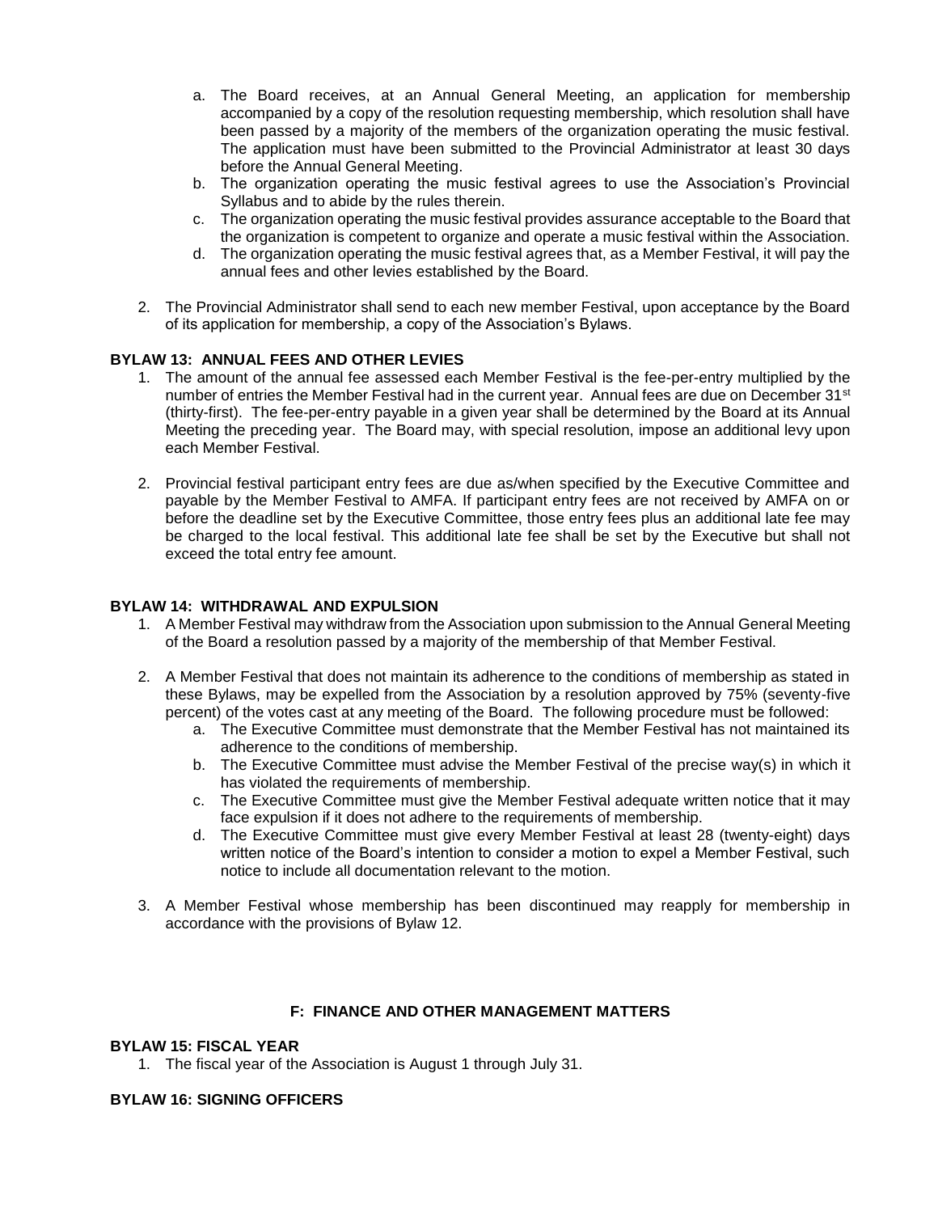a. The Board receives, at an Annual General Meeting, an application for membership accompanied by a copy of the resolution requesting membership, which resolution shall have been passed by a majority of the members of the organization operating the music festival. The application must have been submitted to the Provincial Administrator at least 30 days before the Annual General Meeting.
b. The organization operating the music festival agrees to use the Association's Provincial Syllabus and to abide by the rules therein.
c. The organization operating the music festival provides assurance acceptable to the Board that the organization is competent to organize and operate a music festival within the Association.
d. The organization operating the music festival agrees that, as a Member Festival, it will pay the annual fees and other levies established by the Board.

2. The Provincial Administrator shall send to each new member Festival, upon acceptance by the Board of its application for membership, a copy of the Association's Bylaws.

**BYLAW 13: ANNUAL FEES AND OTHER LEVIES**

1. The amount of the annual fee assessed each Member Festival is the fee-per-entry multiplied by the number of entries the Member Festival had in the current year. Annual fees are due on December 31st (thirty-first). The fee-per-entry payable in a given year shall be determined by the Board at its Annual Meeting the preceding year. The Board may, with special resolution, impose an additional levy upon each Member Festival.

2. Provincial festival participant entry fees are due as/when specified by the Executive Committee and payable by the Member Festival to AMFA. If participant entry fees are not received by AMFA on or before the deadline set by the Executive Committee, those entry fees plus an additional late fee may be charged to the local festival. This additional late fee shall be set by the Executive but shall not exceed the total entry fee amount.

**BYLAW 14: WITHDRAWAL AND EXPULSION**

1. A Member Festival may withdraw from the Association upon submission to the Annual General Meeting of the Board a resolution passed by a majority of the membership of that Member Festival.

2. A Member Festival that does not maintain its adherence to the conditions of membership as stated in these Bylaws, may be expelled from the Association by a resolution approved by 75% (seventy-five percent) of the votes cast at any meeting of the Board. The following procedure must be followed:
   a. The Executive Committee must demonstrate that the Member Festival has not maintained its adherence to the conditions of membership.
   b. The Executive Committee must advise the Member Festival of the precise way(s) in which it has violated the requirements of membership.
   c. The Executive Committee must give the Member Festival adequate written notice that it may face expulsion if it does not adhere to the requirements of membership.
   d. The Executive Committee must give every Member Festival at least 28 (twenty-eight) days written notice of the Board's intention to consider a motion to expel a Member Festival, such notice to include all documentation relevant to the motion.

3. A Member Festival whose membership has been discontinued may reapply for membership in accordance with the provisions of Bylaw 12.

## F: FINANCE AND OTHER MANAGEMENT MATTERS

**BYLAW 15: FISCAL YEAR**

1. The fiscal year of the Association is August 1 through July 31.

**BYLAW 16: SIGNING OFFICERS**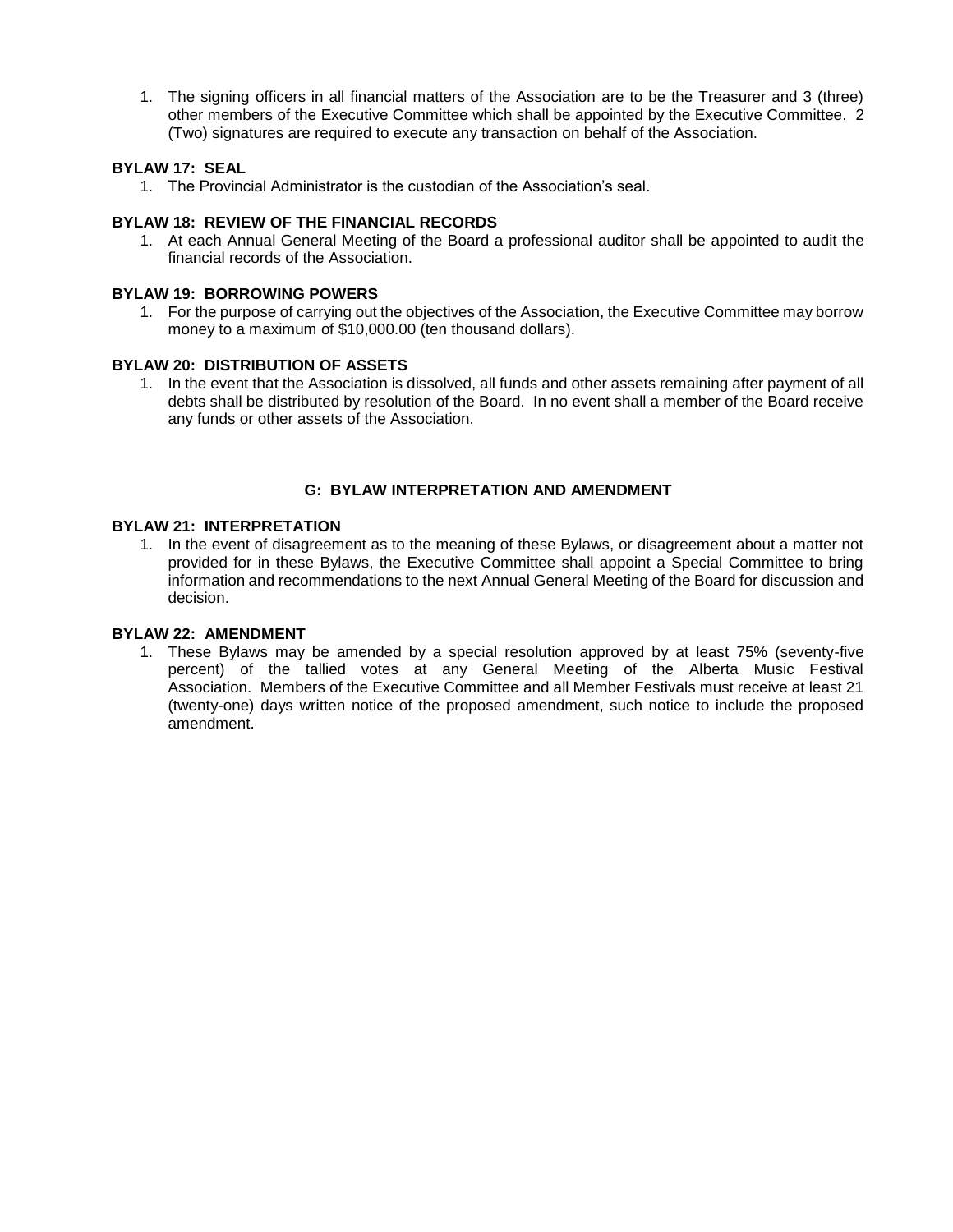1. The signing officers in all financial matters of the Association are to be the Treasurer and 3 (three) other members of the Executive Committee which shall be appointed by the Executive Committee. 2 (Two) signatures are required to execute any transaction on behalf of the Association.

**BYLAW 17: SEAL**

1. The Provincial Administrator is the custodian of the Association's seal.

**BYLAW 18: REVIEW OF THE FINANCIAL RECORDS**

1. At each Annual General Meeting of the Board a professional auditor shall be appointed to audit the financial records of the Association.

**BYLAW 19: BORROWING POWERS**

1. For the purpose of carrying out the objectives of the Association, the Executive Committee may borrow money to a maximum of $10,000.00 (ten thousand dollars).

**BYLAW 20: DISTRIBUTION OF ASSETS**

1. In the event that the Association is dissolved, all funds and other assets remaining after payment of all debts shall be distributed by resolution of the Board. In no event shall a member of the Board receive any funds or other assets of the Association.

## G: BYLAW INTERPRETATION AND AMENDMENT

**BYLAW 21: INTERPRETATION**

1. In the event of disagreement as to the meaning of these Bylaws, or disagreement about a matter not provided for in these Bylaws, the Executive Committee shall appoint a Special Committee to bring information and recommendations to the next Annual General Meeting of the Board for discussion and decision.

**BYLAW 22: AMENDMENT**

1. These Bylaws may be amended by a special resolution approved by at least 75% (seventy-five percent) of the tallied votes at any General Meeting of the Alberta Music Festival Association. Members of the Executive Committee and all Member Festivals must receive at least 21 (twenty-one) days written notice of the proposed amendment, such notice to include the proposed amendment.